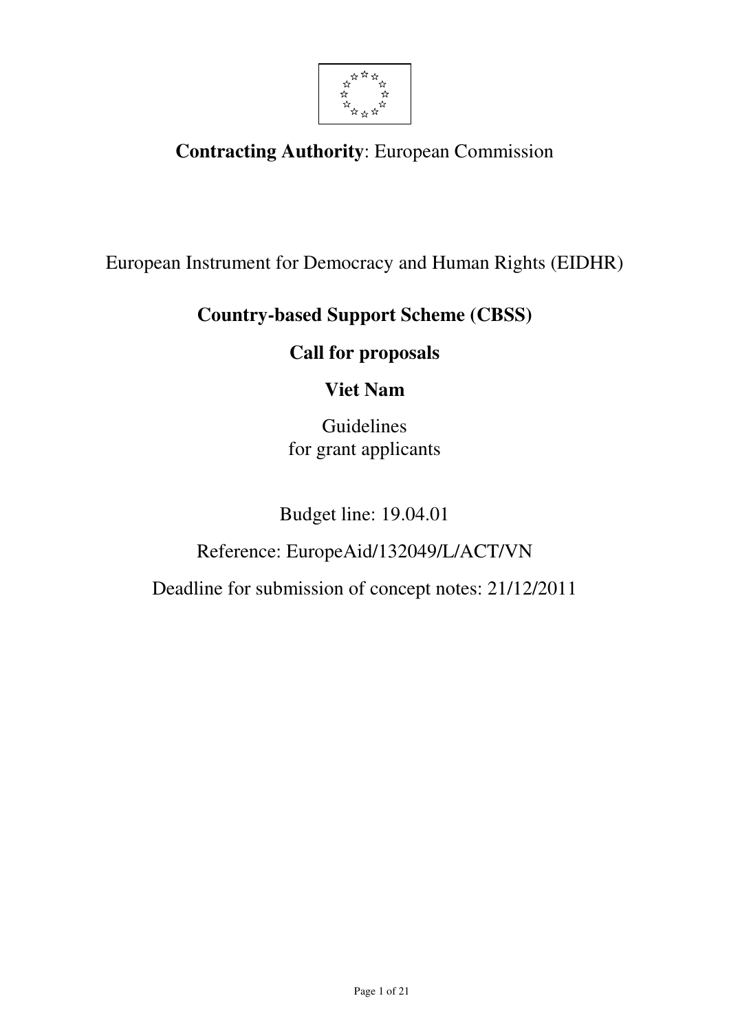**Contracting Authority**: European Commission

European Instrument for Democracy and Human Rights (EIDHR)

# Country-based Support Scheme (CBSS)

## Call for proposals

## Viet Nam

Guidelines
for grant applicants

Budget line: 19.04.01

Reference: EuropeAid/132049/L/ACT/VN

Deadline for submission of concept notes: 21/12/2011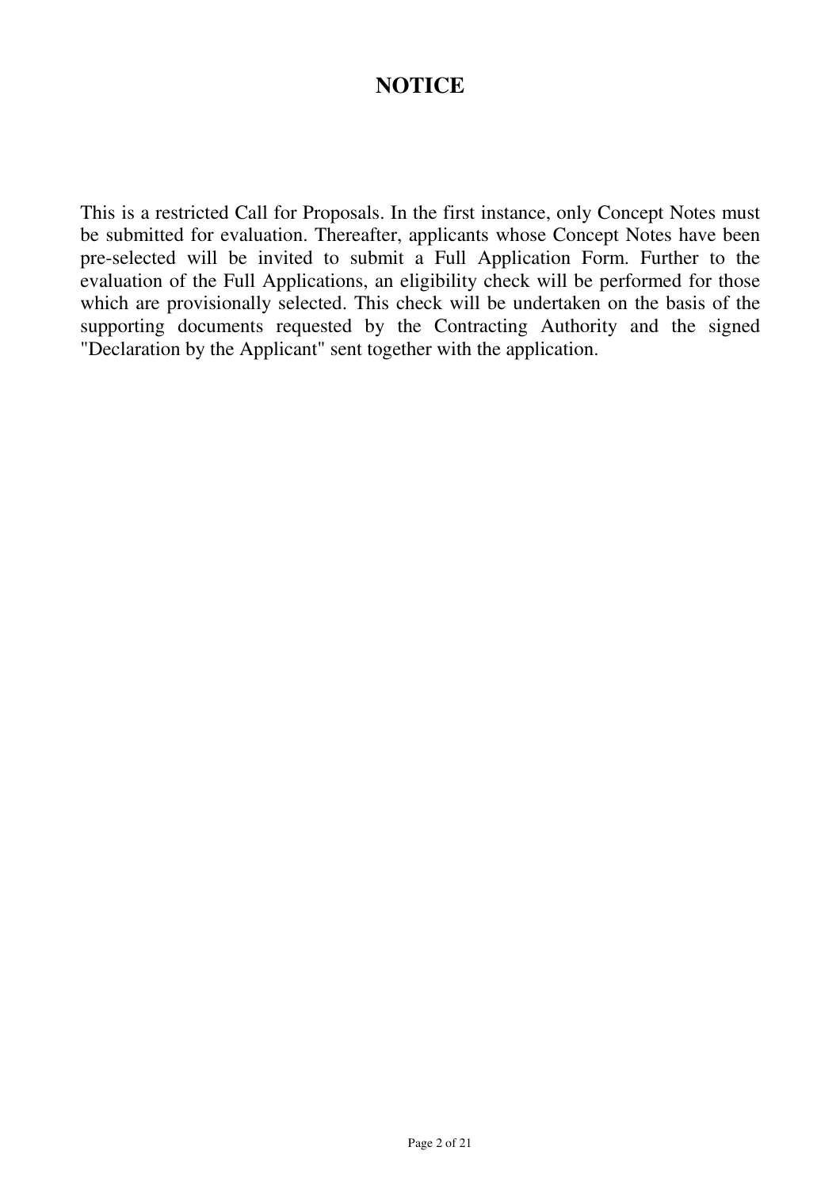# NOTICE

This is a restricted Call for Proposals. In the first instance, only Concept Notes must be submitted for evaluation. Thereafter, applicants whose Concept Notes have been pre-selected will be invited to submit a Full Application Form. Further to the evaluation of the Full Applications, an eligibility check will be performed for those which are provisionally selected. This check will be undertaken on the basis of the supporting documents requested by the Contracting Authority and the signed "Declaration by the Applicant" sent together with the application.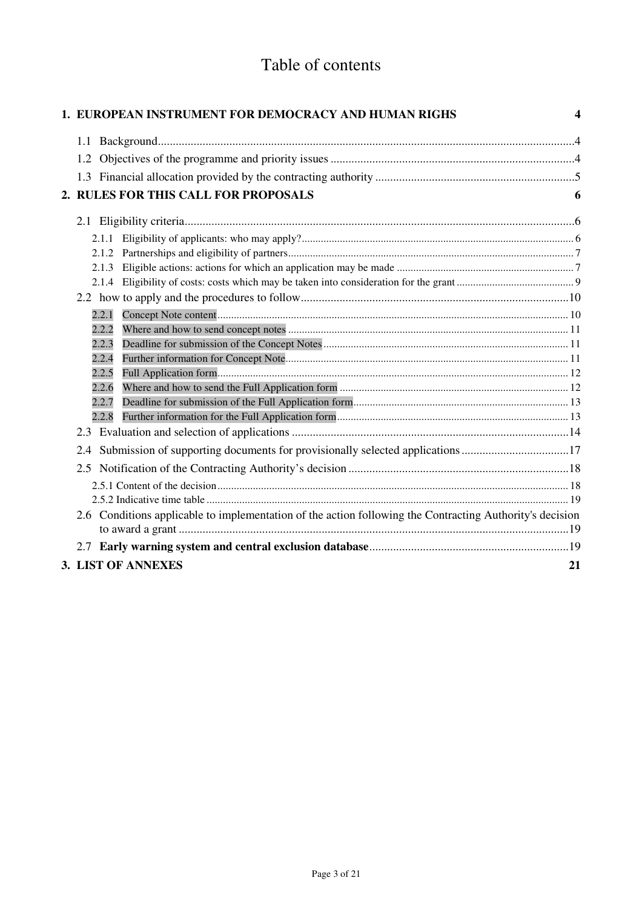# Table of contents

1. EUROPEAN INSTRUMENT FOR DEMOCRACY AND HUMAN RIGHS ..... 4
   - 1.1 Background ..... 4
   - 1.2 Objectives of the programme and priority issues ..... 4
   - 1.3 Financial allocation provided by the contracting authority ..... 5
2. RULES FOR THIS CALL FOR PROPOSALS ..... 6
   - 2.1 Eligibility criteria ..... 6
     - 2.1.1 Eligibility of applicants: who may apply? ..... 6
     - 2.1.2 Partnerships and eligibility of partners ..... 7
     - 2.1.3 Eligible actions: actions for which an application may be made ..... 7
     - 2.1.4 Eligibility of costs: costs which may be taken into consideration for the grant ..... 9
   - 2.2 how to apply and the procedures to follow ..... 10
     - 2.2.1 Concept Note content ..... 10
     - 2.2.2 Where and how to send concept notes ..... 11
     - 2.2.3 Deadline for submission of the Concept Notes ..... 11
     - 2.2.4 Further information for Concept Note ..... 11
     - 2.2.5 Full Application form ..... 12
     - 2.2.6 Where and how to send the Full Application form ..... 12
     - 2.2.7 Deadline for submission of the Full Application form ..... 13
     - 2.2.8 Further information for the Full Application form ..... 13
   - 2.3 Evaluation and selection of applications ..... 14
   - 2.4 Submission of supporting documents for provisionally selected applications ..... 17
   - 2.5 Notification of the Contracting Authority's decision ..... 18
     - 2.5.1 Content of the decision ..... 18
     - 2.5.2 Indicative time table ..... 19
   - 2.6 Conditions applicable to implementation of the action following the Contracting Authority's decision to award a grant ..... 19
   - 2.7 **Early warning system and central exclusion database** ..... 19
3. LIST OF ANNEXES ..... 21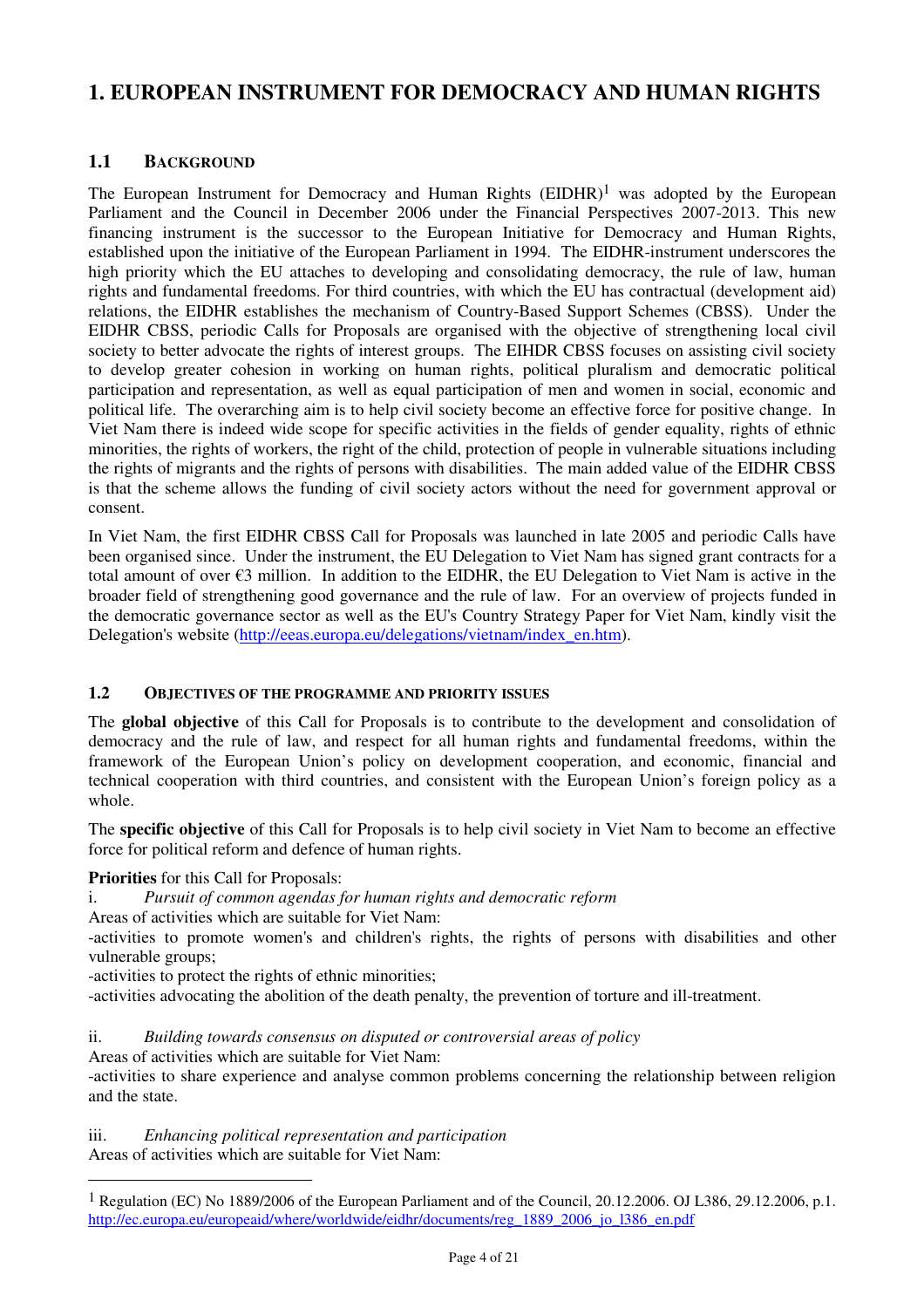# 1. EUROPEAN INSTRUMENT FOR DEMOCRACY AND HUMAN RIGHTS

## 1.1 BACKGROUND

The European Instrument for Democracy and Human Rights (EIDHR)[1] was adopted by the European Parliament and the Council in December 2006 under the Financial Perspectives 2007-2013. This new financing instrument is the successor to the European Initiative for Democracy and Human Rights, established upon the initiative of the European Parliament in 1994. The EIDHR-instrument underscores the high priority which the EU attaches to developing and consolidating democracy, the rule of law, human rights and fundamental freedoms. For third countries, with which the EU has contractual (development aid) relations, the EIDHR establishes the mechanism of Country-Based Support Schemes (CBSS). Under the EIDHR CBSS, periodic Calls for Proposals are organised with the objective of strengthening local civil society to better advocate the rights of interest groups. The EIHDR CBSS focuses on assisting civil society to develop greater cohesion in working on human rights, political pluralism and democratic political participation and representation, as well as equal participation of men and women in social, economic and political life. The overarching aim is to help civil society become an effective force for positive change. In Viet Nam there is indeed wide scope for specific activities in the fields of gender equality, rights of ethnic minorities, the rights of workers, the right of the child, protection of people in vulnerable situations including the rights of migrants and the rights of persons with disabilities. The main added value of the EIDHR CBSS is that the scheme allows the funding of civil society actors without the need for government approval or consent.

In Viet Nam, the first EIDHR CBSS Call for Proposals was launched in late 2005 and periodic Calls have been organised since. Under the instrument, the EU Delegation to Viet Nam has signed grant contracts for a total amount of over €3 million. In addition to the EIDHR, the EU Delegation to Viet Nam is active in the broader field of strengthening good governance and the rule of law. For an overview of projects funded in the democratic governance sector as well as the EU's Country Strategy Paper for Viet Nam, kindly visit the Delegation's website (http://eeas.europa.eu/delegations/vietnam/index_en.htm).

## 1.2 OBJECTIVES OF THE PROGRAMME AND PRIORITY ISSUES

The **global objective** of this Call for Proposals is to contribute to the development and consolidation of democracy and the rule of law, and respect for all human rights and fundamental freedoms, within the framework of the European Union's policy on development cooperation, and economic, financial and technical cooperation with third countries, and consistent with the European Union's foreign policy as a whole.

The **specific objective** of this Call for Proposals is to help civil society in Viet Nam to become an effective force for political reform and defence of human rights.

**Priorities** for this Call for Proposals:

i. *Pursuit of common agendas for human rights and democratic reform*

Areas of activities which are suitable for Viet Nam:

-activities to promote women's and children's rights, the rights of persons with disabilities and other vulnerable groups;

-activities to protect the rights of ethnic minorities;

-activities advocating the abolition of the death penalty, the prevention of torture and ill-treatment.

ii. *Building towards consensus on disputed or controversial areas of policy*

Areas of activities which are suitable for Viet Nam:

-activities to share experience and analyse common problems concerning the relationship between religion and the state.

iii. *Enhancing political representation and participation*

Areas of activities which are suitable for Viet Nam:

---

[1] Regulation (EC) No 1889/2006 of the European Parliament and of the Council, 20.12.2006. OJ L386, 29.12.2006, p.1. http://ec.europa.eu/europeaid/where/worldwide/eidhr/documents/reg_1889_2006_jo_l386_en.pdf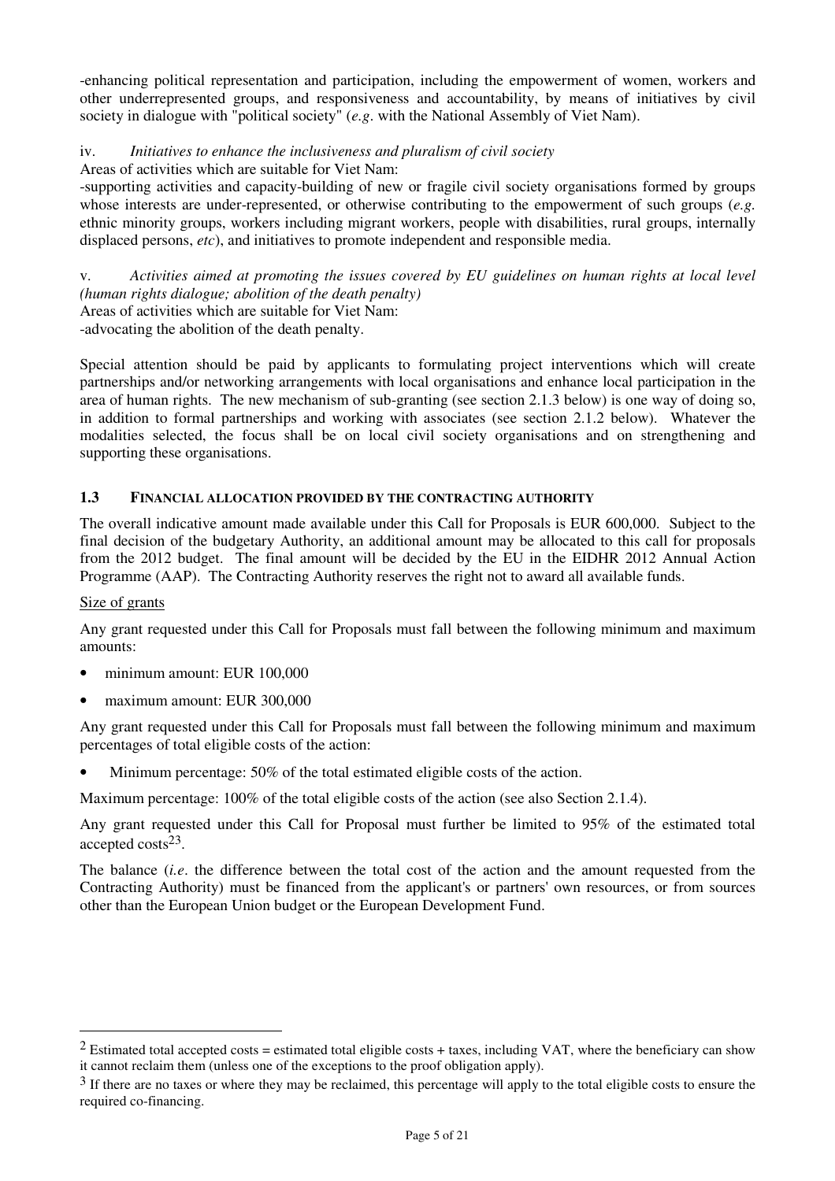-enhancing political representation and participation, including the empowerment of women, workers and other underrepresented groups, and responsiveness and accountability, by means of initiatives by civil society in dialogue with "political society" (*e.g.* with the National Assembly of Viet Nam).

iv. *Initiatives to enhance the inclusiveness and pluralism of civil society*

Areas of activities which are suitable for Viet Nam:

-supporting activities and capacity-building of new or fragile civil society organisations formed by groups whose interests are under-represented, or otherwise contributing to the empowerment of such groups (*e.g.* ethnic minority groups, workers including migrant workers, people with disabilities, rural groups, internally displaced persons, *etc*), and initiatives to promote independent and responsible media.

v. *Activities aimed at promoting the issues covered by EU guidelines on human rights at local level (human rights dialogue; abolition of the death penalty)*

Areas of activities which are suitable for Viet Nam:

-advocating the abolition of the death penalty.

Special attention should be paid by applicants to formulating project interventions which will create partnerships and/or networking arrangements with local organisations and enhance local participation in the area of human rights. The new mechanism of sub-granting (see section 2.1.3 below) is one way of doing so, in addition to formal partnerships and working with associates (see section 2.1.2 below). Whatever the modalities selected, the focus shall be on local civil society organisations and on strengthening and supporting these organisations.

### 1.3 FINANCIAL ALLOCATION PROVIDED BY THE CONTRACTING AUTHORITY

The overall indicative amount made available under this Call for Proposals is EUR 600,000. Subject to the final decision of the budgetary Authority, an additional amount may be allocated to this call for proposals from the 2012 budget. The final amount will be decided by the EU in the EIDHR 2012 Annual Action Programme (AAP). The Contracting Authority reserves the right not to award all available funds.

Size of grants

Any grant requested under this Call for Proposals must fall between the following minimum and maximum amounts:

- minimum amount: EUR 100,000
- maximum amount: EUR 300,000

Any grant requested under this Call for Proposals must fall between the following minimum and maximum percentages of total eligible costs of the action:

- Minimum percentage: 50% of the total estimated eligible costs of the action.

Maximum percentage: 100% of the total eligible costs of the action (see also Section 2.1.4).

Any grant requested under this Call for Proposal must further be limited to 95% of the estimated total accepted costs[2][3].

The balance (*i.e*. the difference between the total cost of the action and the amount requested from the Contracting Authority) must be financed from the applicant's or partners' own resources, or from sources other than the European Union budget or the European Development Fund.

---

[2] Estimated total accepted costs = estimated total eligible costs + taxes, including VAT, where the beneficiary can show it cannot reclaim them (unless one of the exceptions to the proof obligation apply).

[3] If there are no taxes or where they may be reclaimed, this percentage will apply to the total eligible costs to ensure the required co-financing.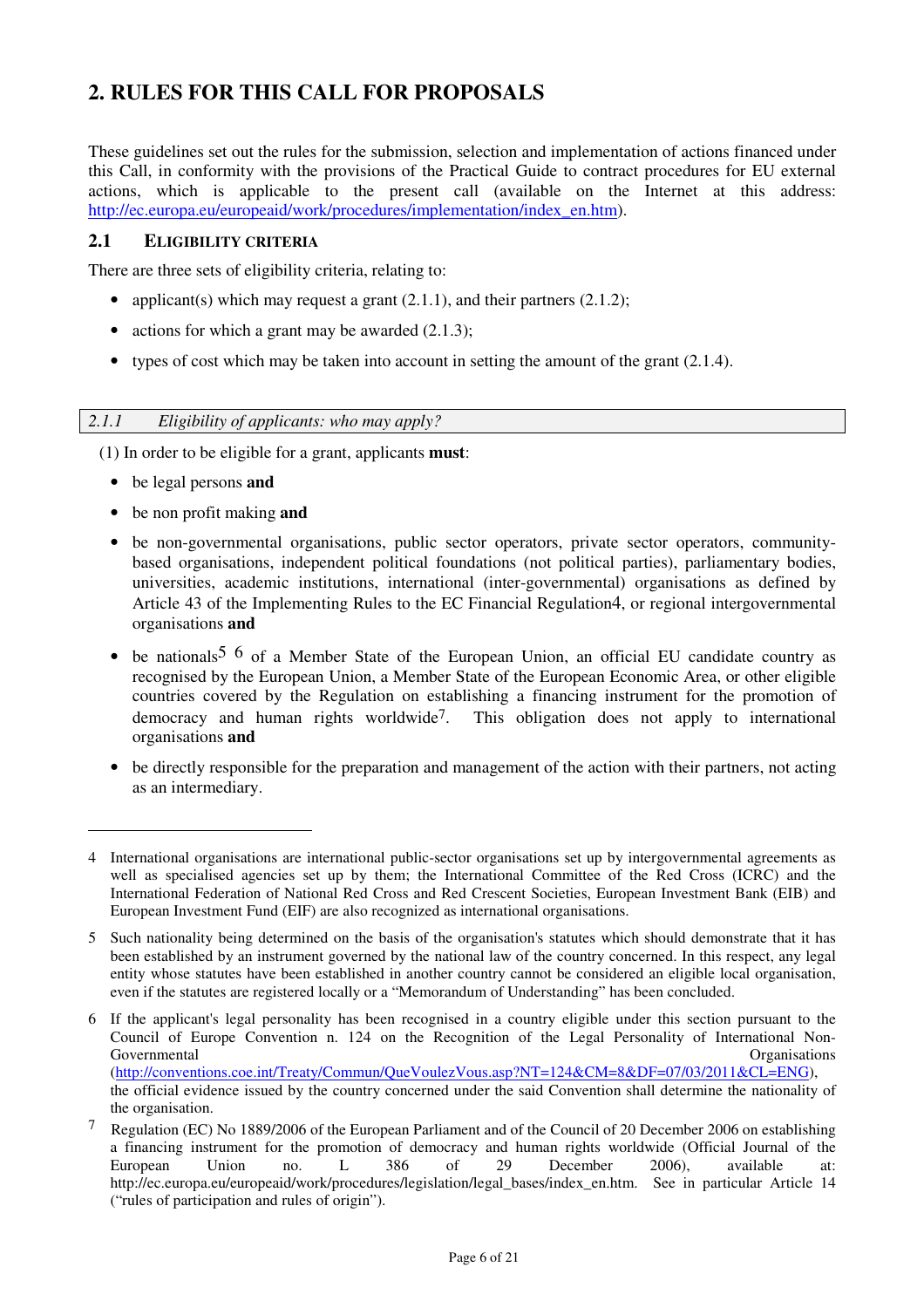# 2. RULES FOR THIS CALL FOR PROPOSALS

These guidelines set out the rules for the submission, selection and implementation of actions financed under this Call, in conformity with the provisions of the Practical Guide to contract procedures for EU external actions, which is applicable to the present call (available on the Internet at this address: http://ec.europa.eu/europeaid/work/procedures/implementation/index_en.htm).

## 2.1 ELIGIBILITY CRITERIA

There are three sets of eligibility criteria, relating to:

- applicant(s) which may request a grant (2.1.1), and their partners (2.1.2);
- actions for which a grant may be awarded (2.1.3);
- types of cost which may be taken into account in setting the amount of the grant (2.1.4).

### *2.1.1 Eligibility of applicants: who may apply?*

(1) In order to be eligible for a grant, applicants **must**:

- be legal persons **and**
- be non profit making **and**
- be non-governmental organisations, public sector operators, private sector operators, community-based organisations, independent political foundations (not political parties), parliamentary bodies, universities, academic institutions, international (inter-governmental) organisations as defined by Article 43 of the Implementing Rules to the EC Financial Regulation[4], or regional intergovernmental organisations **and**
- be nationals[5] [6] of a Member State of the European Union, an official EU candidate country as recognised by the European Union, a Member State of the European Economic Area, or other eligible countries covered by the Regulation on establishing a financing instrument for the promotion of democracy and human rights worldwide[7]. This obligation does not apply to international organisations **and**
- be directly responsible for the preparation and management of the action with their partners, not acting as an intermediary.

---

4 International organisations are international public-sector organisations set up by intergovernmental agreements as well as specialised agencies set up by them; the International Committee of the Red Cross (ICRC) and the International Federation of National Red Cross and Red Crescent Societies, European Investment Bank (EIB) and European Investment Fund (EIF) are also recognized as international organisations.

5 Such nationality being determined on the basis of the organisation's statutes which should demonstrate that it has been established by an instrument governed by the national law of the country concerned. In this respect, any legal entity whose statutes have been established in another country cannot be considered an eligible local organisation, even if the statutes are registered locally or a "Memorandum of Understanding" has been concluded.

6 If the applicant's legal personality has been recognised in a country eligible under this section pursuant to the Council of Europe Convention n. 124 on the Recognition of the Legal Personality of International Non-Governmental Organisations (http://conventions.coe.int/Treaty/Commun/QueVoulezVous.asp?NT=124&CM=8&DF=07/03/2011&CL=ENG), the official evidence issued by the country concerned under the said Convention shall determine the nationality of the organisation.

7 Regulation (EC) No 1889/2006 of the European Parliament and of the Council of 20 December 2006 on establishing a financing instrument for the promotion of democracy and human rights worldwide (Official Journal of the European Union no. L 386 of 29 December 2006), available at: http://ec.europa.eu/europeaid/work/procedures/legislation/legal_bases/index_en.htm. See in particular Article 14 ("rules of participation and rules of origin").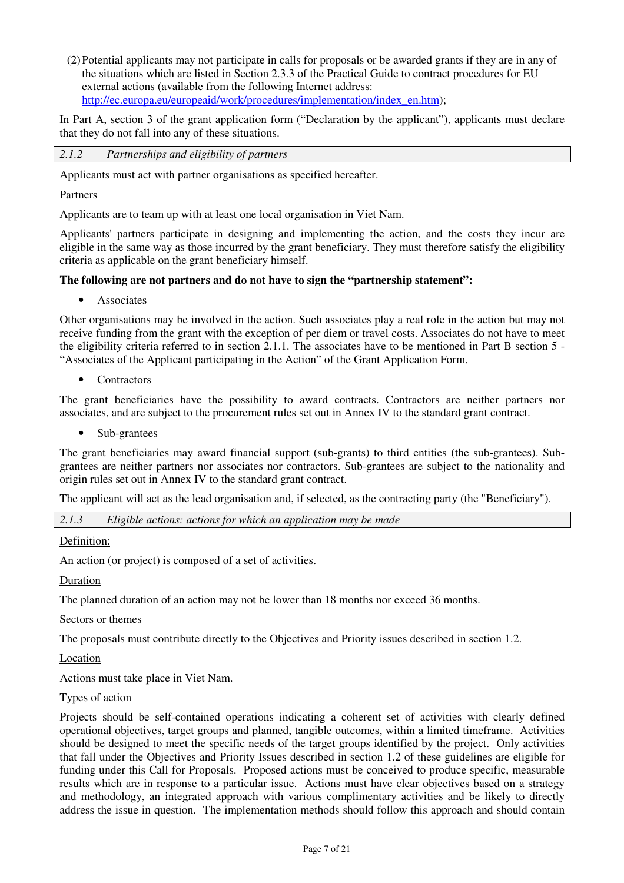(2) Potential applicants may not participate in calls for proposals or be awarded grants if they are in any of the situations which are listed in Section 2.3.3 of the Practical Guide to contract procedures for EU external actions (available from the following Internet address: http://ec.europa.eu/europeaid/work/procedures/implementation/index_en.htm);

In Part A, section 3 of the grant application form ("Declaration by the applicant"), applicants must declare that they do not fall into any of these situations.

### *2.1.2 Partnerships and eligibility of partners*

Applicants must act with partner organisations as specified hereafter.

Partners

Applicants are to team up with at least one local organisation in Viet Nam.

Applicants' partners participate in designing and implementing the action, and the costs they incur are eligible in the same way as those incurred by the grant beneficiary. They must therefore satisfy the eligibility criteria as applicable on the grant beneficiary himself.

**The following are not partners and do not have to sign the "partnership statement":**

- Associates

Other organisations may be involved in the action. Such associates play a real role in the action but may not receive funding from the grant with the exception of per diem or travel costs. Associates do not have to meet the eligibility criteria referred to in section 2.1.1. The associates have to be mentioned in Part B section 5 - "Associates of the Applicant participating in the Action" of the Grant Application Form.

- Contractors

The grant beneficiaries have the possibility to award contracts. Contractors are neither partners nor associates, and are subject to the procurement rules set out in Annex IV to the standard grant contract.

- Sub-grantees

The grant beneficiaries may award financial support (sub-grants) to third entities (the sub-grantees). Sub-grantees are neither partners nor associates nor contractors. Sub-grantees are subject to the nationality and origin rules set out in Annex IV to the standard grant contract.

The applicant will act as the lead organisation and, if selected, as the contracting party (the "Beneficiary").

### *2.1.3 Eligible actions: actions for which an application may be made*

Definition:

An action (or project) is composed of a set of activities.

Duration

The planned duration of an action may not be lower than 18 months nor exceed 36 months.

Sectors or themes

The proposals must contribute directly to the Objectives and Priority issues described in section 1.2.

Location

Actions must take place in Viet Nam.

Types of action

Projects should be self-contained operations indicating a coherent set of activities with clearly defined operational objectives, target groups and planned, tangible outcomes, within a limited timeframe. Activities should be designed to meet the specific needs of the target groups identified by the project. Only activities that fall under the Objectives and Priority Issues described in section 1.2 of these guidelines are eligible for funding under this Call for Proposals. Proposed actions must be conceived to produce specific, measurable results which are in response to a particular issue. Actions must have clear objectives based on a strategy and methodology, an integrated approach with various complimentary activities and be likely to directly address the issue in question. The implementation methods should follow this approach and should contain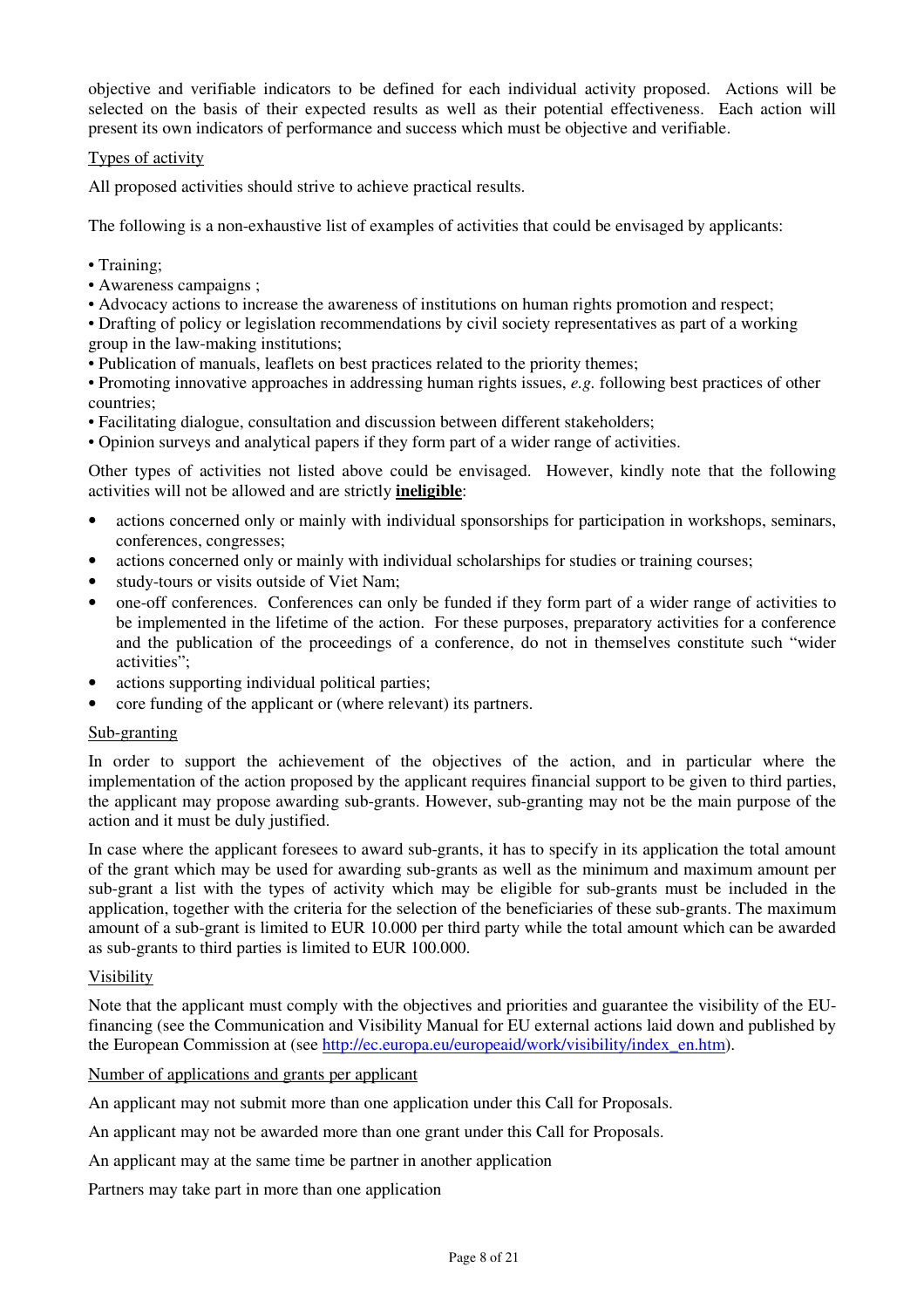objective and verifiable indicators to be defined for each individual activity proposed. Actions will be selected on the basis of their expected results as well as their potential effectiveness. Each action will present its own indicators of performance and success which must be objective and verifiable.

Types of activity

All proposed activities should strive to achieve practical results.

The following is a non-exhaustive list of examples of activities that could be envisaged by applicants:

- Training;
- Awareness campaigns ;
- Advocacy actions to increase the awareness of institutions on human rights promotion and respect;
- Drafting of policy or legislation recommendations by civil society representatives as part of a working group in the law-making institutions;
- Publication of manuals, leaflets on best practices related to the priority themes;
- Promoting innovative approaches in addressing human rights issues, *e.g.* following best practices of other countries;
- Facilitating dialogue, consultation and discussion between different stakeholders;
- Opinion surveys and analytical papers if they form part of a wider range of activities.

Other types of activities not listed above could be envisaged. However, kindly note that the following activities will not be allowed and are strictly **ineligible**:

- actions concerned only or mainly with individual sponsorships for participation in workshops, seminars, conferences, congresses;
- actions concerned only or mainly with individual scholarships for studies or training courses;
- study-tours or visits outside of Viet Nam;
- one-off conferences. Conferences can only be funded if they form part of a wider range of activities to be implemented in the lifetime of the action. For these purposes, preparatory activities for a conference and the publication of the proceedings of a conference, do not in themselves constitute such "wider activities";
- actions supporting individual political parties;
- core funding of the applicant or (where relevant) its partners.

Sub-granting

In order to support the achievement of the objectives of the action, and in particular where the implementation of the action proposed by the applicant requires financial support to be given to third parties, the applicant may propose awarding sub-grants. However, sub-granting may not be the main purpose of the action and it must be duly justified.

In case where the applicant foresees to award sub-grants, it has to specify in its application the total amount of the grant which may be used for awarding sub-grants as well as the minimum and maximum amount per sub-grant a list with the types of activity which may be eligible for sub-grants must be included in the application, together with the criteria for the selection of the beneficiaries of these sub-grants. The maximum amount of a sub-grant is limited to EUR 10.000 per third party while the total amount which can be awarded as sub-grants to third parties is limited to EUR 100.000.

Visibility

Note that the applicant must comply with the objectives and priorities and guarantee the visibility of the EU-financing (see the Communication and Visibility Manual for EU external actions laid down and published by the European Commission at (see http://ec.europa.eu/europeaid/work/visibility/index_en.htm).

Number of applications and grants per applicant

An applicant may not submit more than one application under this Call for Proposals.

An applicant may not be awarded more than one grant under this Call for Proposals.

An applicant may at the same time be partner in another application

Partners may take part in more than one application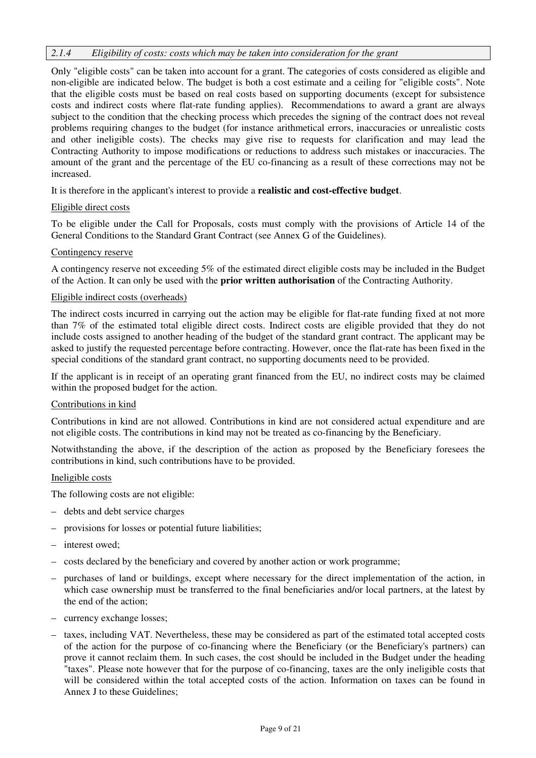#### *2.1.4 Eligibility of costs: costs which may be taken into consideration for the grant*

Only "eligible costs" can be taken into account for a grant. The categories of costs considered as eligible and non-eligible are indicated below. The budget is both a cost estimate and a ceiling for "eligible costs". Note that the eligible costs must be based on real costs based on supporting documents (except for subsistence costs and indirect costs where flat-rate funding applies). Recommendations to award a grant are always subject to the condition that the checking process which precedes the signing of the contract does not reveal problems requiring changes to the budget (for instance arithmetical errors, inaccuracies or unrealistic costs and other ineligible costs). The checks may give rise to requests for clarification and may lead the Contracting Authority to impose modifications or reductions to address such mistakes or inaccuracies. The amount of the grant and the percentage of the EU co-financing as a result of these corrections may not be increased.

It is therefore in the applicant's interest to provide a **realistic and cost-effective budget**.

<u>Eligible direct costs</u>

To be eligible under the Call for Proposals, costs must comply with the provisions of Article 14 of the General Conditions to the Standard Grant Contract (see Annex G of the Guidelines).

<u>Contingency reserve</u>

A contingency reserve not exceeding 5% of the estimated direct eligible costs may be included in the Budget of the Action. It can only be used with the **prior written authorisation** of the Contracting Authority.

<u>Eligible indirect costs (overheads)</u>

The indirect costs incurred in carrying out the action may be eligible for flat-rate funding fixed at not more than 7% of the estimated total eligible direct costs. Indirect costs are eligible provided that they do not include costs assigned to another heading of the budget of the standard grant contract. The applicant may be asked to justify the requested percentage before contracting. However, once the flat-rate has been fixed in the special conditions of the standard grant contract, no supporting documents need to be provided.

If the applicant is in receipt of an operating grant financed from the EU, no indirect costs may be claimed within the proposed budget for the action.

<u>Contributions in kind</u>

Contributions in kind are not allowed. Contributions in kind are not considered actual expenditure and are not eligible costs. The contributions in kind may not be treated as co-financing by the Beneficiary.

Notwithstanding the above, if the description of the action as proposed by the Beneficiary foresees the contributions in kind, such contributions have to be provided.

<u>Ineligible costs</u>

The following costs are not eligible:

- debts and debt service charges
- provisions for losses or potential future liabilities;
- interest owed;
- costs declared by the beneficiary and covered by another action or work programme;
- purchases of land or buildings, except where necessary for the direct implementation of the action, in which case ownership must be transferred to the final beneficiaries and/or local partners, at the latest by the end of the action;
- currency exchange losses;
- taxes, including VAT. Nevertheless, these may be considered as part of the estimated total accepted costs of the action for the purpose of co-financing where the Beneficiary (or the Beneficiary's partners) can prove it cannot reclaim them. In such cases, the cost should be included in the Budget under the heading "taxes". Please note however that for the purpose of co-financing, taxes are the only ineligible costs that will be considered within the total accepted costs of the action. Information on taxes can be found in Annex J to these Guidelines;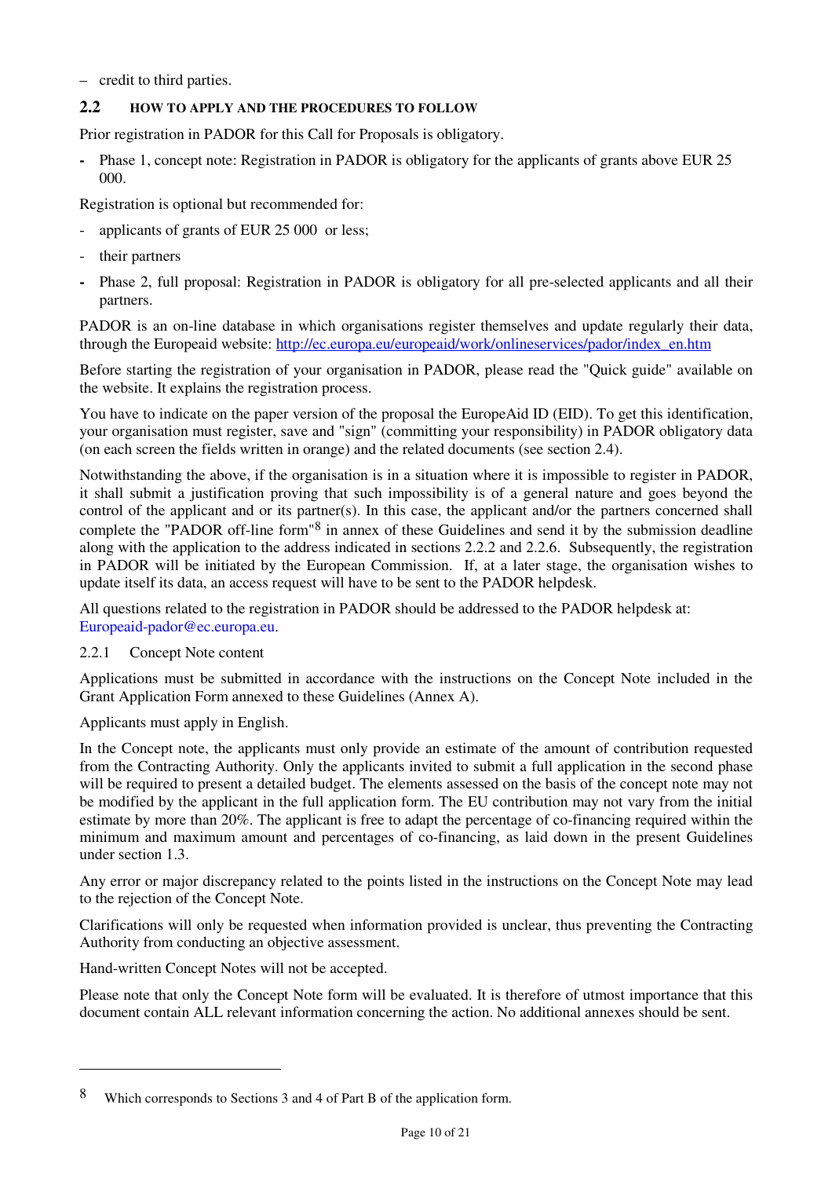– credit to third parties.

## 2.2 HOW TO APPLY AND THE PROCEDURES TO FOLLOW

Prior registration in PADOR for this Call for Proposals is obligatory.

- Phase 1, concept note: Registration in PADOR is obligatory for the applicants of grants above EUR 25 000.

Registration is optional but recommended for:

- applicants of grants of EUR 25 000 or less;
- their partners

- Phase 2, full proposal: Registration in PADOR is obligatory for all pre-selected applicants and all their partners.

PADOR is an on-line database in which organisations register themselves and update regularly their data, through the Europeaid website: http://ec.europa.eu/europeaid/work/onlineservices/pador/index_en.htm

Before starting the registration of your organisation in PADOR, please read the "Quick guide" available on the website. It explains the registration process.

You have to indicate on the paper version of the proposal the EuropeAid ID (EID). To get this identification, your organisation must register, save and "sign" (committing your responsibility) in PADOR obligatory data (on each screen the fields written in orange) and the related documents (see section 2.4).

Notwithstanding the above, if the organisation is in a situation where it is impossible to register in PADOR, it shall submit a justification proving that such impossibility is of a general nature and goes beyond the control of the applicant and or its partner(s). In this case, the applicant and/or the partners concerned shall complete the "PADOR off-line form"[8] in annex of these Guidelines and send it by the submission deadline along with the application to the address indicated in sections 2.2.2 and 2.2.6. Subsequently, the registration in PADOR will be initiated by the European Commission. If, at a later stage, the organisation wishes to update itself its data, an access request will have to be sent to the PADOR helpdesk.

All questions related to the registration in PADOR should be addressed to the PADOR helpdesk at: Europeaid-pador@ec.europa.eu.

### 2.2.1 Concept Note content

Applications must be submitted in accordance with the instructions on the Concept Note included in the Grant Application Form annexed to these Guidelines (Annex A).

Applicants must apply in English.

In the Concept note, the applicants must only provide an estimate of the amount of contribution requested from the Contracting Authority. Only the applicants invited to submit a full application in the second phase will be required to present a detailed budget. The elements assessed on the basis of the concept note may not be modified by the applicant in the full application form. The EU contribution may not vary from the initial estimate by more than 20%. The applicant is free to adapt the percentage of co-financing required within the minimum and maximum amount and percentages of co-financing, as laid down in the present Guidelines under section 1.3.

Any error or major discrepancy related to the points listed in the instructions on the Concept Note may lead to the rejection of the Concept Note.

Clarifications will only be requested when information provided is unclear, thus preventing the Contracting Authority from conducting an objective assessment.

Hand-written Concept Notes will not be accepted.

Please note that only the Concept Note form will be evaluated. It is therefore of utmost importance that this document contain ALL relevant information concerning the action. No additional annexes should be sent.

---

[8] Which corresponds to Sections 3 and 4 of Part B of the application form.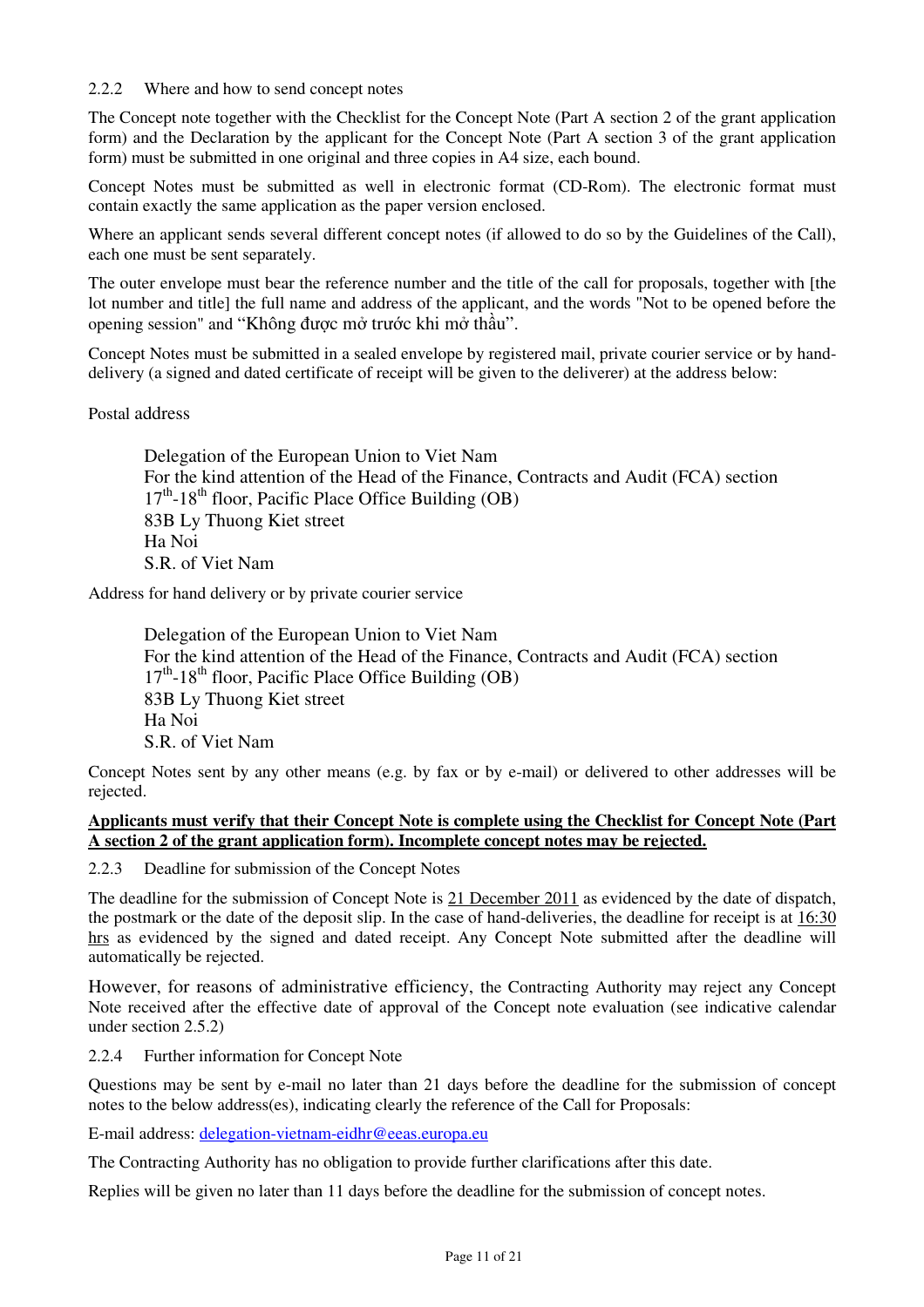#### 2.2.2 Where and how to send concept notes

The Concept note together with the Checklist for the Concept Note (Part A section 2 of the grant application form) and the Declaration by the applicant for the Concept Note (Part A section 3 of the grant application form) must be submitted in one original and three copies in A4 size, each bound.

Concept Notes must be submitted as well in electronic format (CD-Rom). The electronic format must contain exactly the same application as the paper version enclosed.

Where an applicant sends several different concept notes (if allowed to do so by the Guidelines of the Call), each one must be sent separately.

The outer envelope must bear the reference number and the title of the call for proposals, together with [the lot number and title] the full name and address of the applicant, and the words "Not to be opened before the opening session" and "Không được mở trước khi mở thầu".

Concept Notes must be submitted in a sealed envelope by registered mail, private courier service or by hand-delivery (a signed and dated certificate of receipt will be given to the deliverer) at the address below:

Postal address

> Delegation of the European Union to Viet Nam
> For the kind attention of the Head of the Finance, Contracts and Audit (FCA) section
> 17th-18th floor, Pacific Place Office Building (OB)
> 83B Ly Thuong Kiet street
> Ha Noi
> S.R. of Viet Nam

Address for hand delivery or by private courier service

> Delegation of the European Union to Viet Nam
> For the kind attention of the Head of the Finance, Contracts and Audit (FCA) section
> 17th-18th floor, Pacific Place Office Building (OB)
> 83B Ly Thuong Kiet street
> Ha Noi
> S.R. of Viet Nam

Concept Notes sent by any other means (e.g. by fax or by e-mail) or delivered to other addresses will be rejected.

**Applicants must verify that their Concept Note is complete using the Checklist for Concept Note (Part A section 2 of the grant application form). Incomplete concept notes may be rejected.**

#### 2.2.3 Deadline for submission of the Concept Notes

The deadline for the submission of Concept Note is 21 December 2011 as evidenced by the date of dispatch, the postmark or the date of the deposit slip. In the case of hand-deliveries, the deadline for receipt is at 16:30 hrs as evidenced by the signed and dated receipt. Any Concept Note submitted after the deadline will automatically be rejected.

However, for reasons of administrative efficiency, the Contracting Authority may reject any Concept Note received after the effective date of approval of the Concept note evaluation (see indicative calendar under section 2.5.2)

#### 2.2.4 Further information for Concept Note

Questions may be sent by e-mail no later than 21 days before the deadline for the submission of concept notes to the below address(es), indicating clearly the reference of the Call for Proposals:

E-mail address: delegation-vietnam-eidhr@eeas.europa.eu

The Contracting Authority has no obligation to provide further clarifications after this date.

Replies will be given no later than 11 days before the deadline for the submission of concept notes.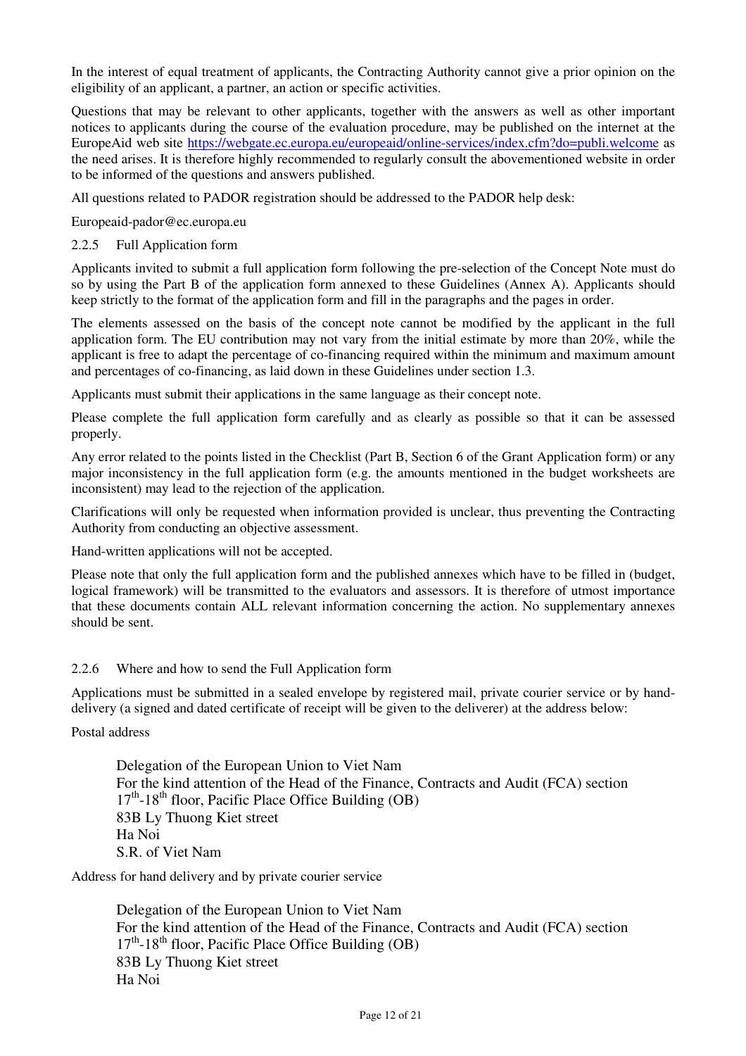In the interest of equal treatment of applicants, the Contracting Authority cannot give a prior opinion on the eligibility of an applicant, a partner, an action or specific activities.

Questions that may be relevant to other applicants, together with the answers as well as other important notices to applicants during the course of the evaluation procedure, may be published on the internet at the EuropeAid web site https://webgate.ec.europa.eu/europeaid/online-services/index.cfm?do=publi.welcome as the need arises. It is therefore highly recommended to regularly consult the abovementioned website in order to be informed of the questions and answers published.

All questions related to PADOR registration should be addressed to the PADOR help desk:

Europeaid-pador@ec.europa.eu

### 2.2.5 Full Application form

Applicants invited to submit a full application form following the pre-selection of the Concept Note must do so by using the Part B of the application form annexed to these Guidelines (Annex A). Applicants should keep strictly to the format of the application form and fill in the paragraphs and the pages in order.

The elements assessed on the basis of the concept note cannot be modified by the applicant in the full application form. The EU contribution may not vary from the initial estimate by more than 20%, while the applicant is free to adapt the percentage of co-financing required within the minimum and maximum amount and percentages of co-financing, as laid down in these Guidelines under section 1.3.

Applicants must submit their applications in the same language as their concept note.

Please complete the full application form carefully and as clearly as possible so that it can be assessed properly.

Any error related to the points listed in the Checklist (Part B, Section 6 of the Grant Application form) or any major inconsistency in the full application form (e.g. the amounts mentioned in the budget worksheets are inconsistent) may lead to the rejection of the application.

Clarifications will only be requested when information provided is unclear, thus preventing the Contracting Authority from conducting an objective assessment.

Hand-written applications will not be accepted.

Please note that only the full application form and the published annexes which have to be filled in (budget, logical framework) will be transmitted to the evaluators and assessors. It is therefore of utmost importance that these documents contain ALL relevant information concerning the action. No supplementary annexes should be sent.

### 2.2.6 Where and how to send the Full Application form

Applications must be submitted in a sealed envelope by registered mail, private courier service or by hand-delivery (a signed and dated certificate of receipt will be given to the deliverer) at the address below:

Postal address

> Delegation of the European Union to Viet Nam
> For the kind attention of the Head of the Finance, Contracts and Audit (FCA) section
> 17th-18th floor, Pacific Place Office Building (OB)
> 83B Ly Thuong Kiet street
> Ha Noi
> S.R. of Viet Nam

Address for hand delivery and by private courier service

> Delegation of the European Union to Viet Nam
> For the kind attention of the Head of the Finance, Contracts and Audit (FCA) section
> 17th-18th floor, Pacific Place Office Building (OB)
> 83B Ly Thuong Kiet street
> Ha Noi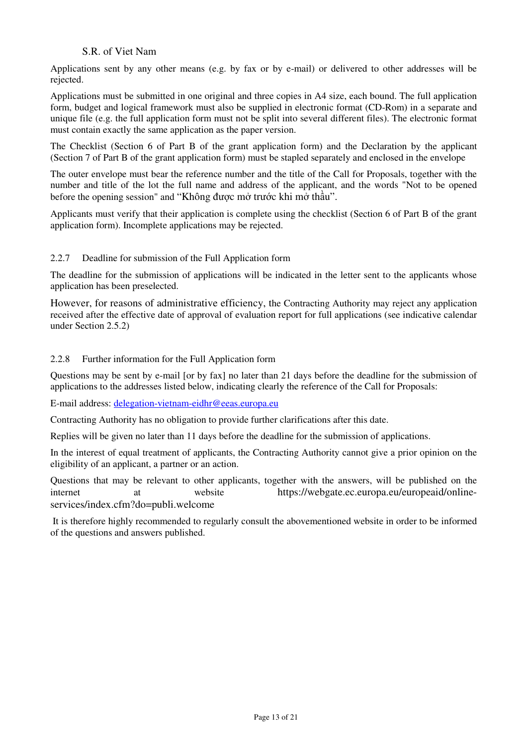S.R. of Viet Nam

Applications sent by any other means (e.g. by fax or by e-mail) or delivered to other addresses will be rejected.

Applications must be submitted in one original and three copies in A4 size, each bound. The full application form, budget and logical framework must also be supplied in electronic format (CD-Rom) in a separate and unique file (e.g. the full application form must not be split into several different files). The electronic format must contain exactly the same application as the paper version.

The Checklist (Section 6 of Part B of the grant application form) and the Declaration by the applicant (Section 7 of Part B of the grant application form) must be stapled separately and enclosed in the envelope

The outer envelope must bear the reference number and the title of the Call for Proposals, together with the number and title of the lot the full name and address of the applicant, and the words "Not to be opened before the opening session" and “Không được mở trước khi mở thầu”.

Applicants must verify that their application is complete using the checklist (Section 6 of Part B of the grant application form). Incomplete applications may be rejected.

### 2.2.7 Deadline for submission of the Full Application form

The deadline for the submission of applications will be indicated in the letter sent to the applicants whose application has been preselected.

However, for reasons of administrative efficiency, the Contracting Authority may reject any application received after the effective date of approval of evaluation report for full applications (see indicative calendar under Section 2.5.2)

### 2.2.8 Further information for the Full Application form

Questions may be sent by e-mail [or by fax] no later than 21 days before the deadline for the submission of applications to the addresses listed below, indicating clearly the reference of the Call for Proposals:

E-mail address: delegation-vietnam-eidhr@eeas.europa.eu

Contracting Authority has no obligation to provide further clarifications after this date.

Replies will be given no later than 11 days before the deadline for the submission of applications.

In the interest of equal treatment of applicants, the Contracting Authority cannot give a prior opinion on the eligibility of an applicant, a partner or an action.

Questions that may be relevant to other applicants, together with the answers, will be published on the internet at website https://webgate.ec.europa.eu/europeaid/online-services/index.cfm?do=publi.welcome

It is therefore highly recommended to regularly consult the abovementioned website in order to be informed of the questions and answers published.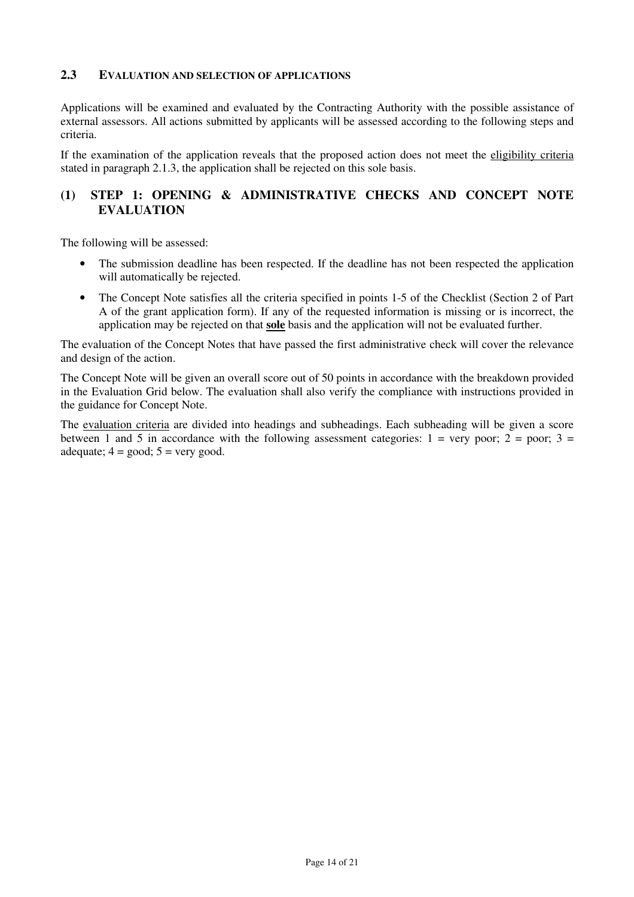## 2.3 Evaluation and selection of applications

Applications will be examined and evaluated by the Contracting Authority with the possible assistance of external assessors. All actions submitted by applicants will be assessed according to the following steps and criteria.

If the examination of the application reveals that the proposed action does not meet the eligibility criteria stated in paragraph 2.1.3, the application shall be rejected on this sole basis.

### (1) STEP 1: OPENING & ADMINISTRATIVE CHECKS AND CONCEPT NOTE EVALUATION

The following will be assessed:

- The submission deadline has been respected. If the deadline has not been respected the application will automatically be rejected.
- The Concept Note satisfies all the criteria specified in points 1-5 of the Checklist (Section 2 of Part A of the grant application form). If any of the requested information is missing or is incorrect, the application may be rejected on that **sole** basis and the application will not be evaluated further.

The evaluation of the Concept Notes that have passed the first administrative check will cover the relevance and design of the action.

The Concept Note will be given an overall score out of 50 points in accordance with the breakdown provided in the Evaluation Grid below. The evaluation shall also verify the compliance with instructions provided in the guidance for Concept Note.

The evaluation criteria are divided into headings and subheadings. Each subheading will be given a score between 1 and 5 in accordance with the following assessment categories: 1 = very poor; 2 = poor; 3 = adequate; 4 = good; 5 = very good.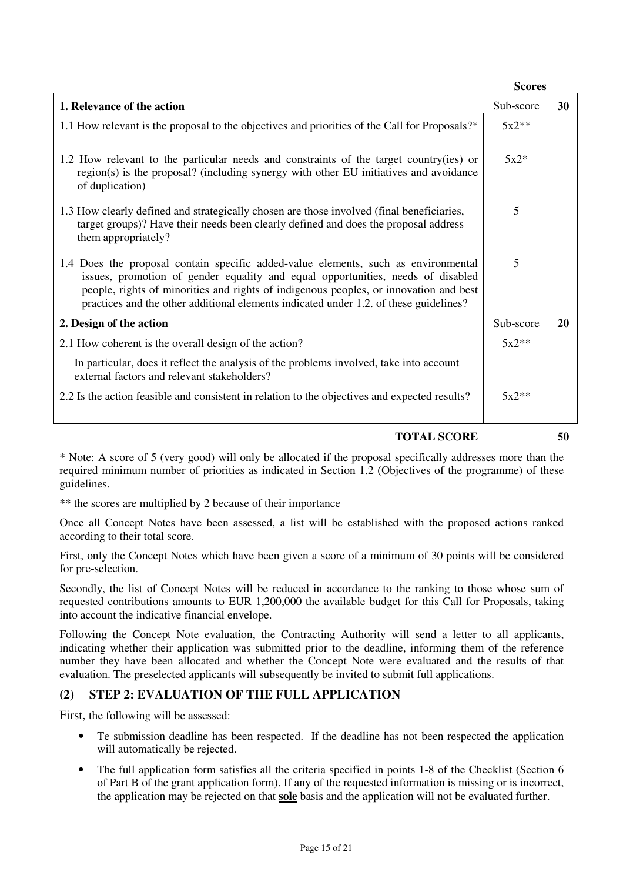| | Scores | |
|---|---|---|
| **1. Relevance of the action** | Sub-score | **30** |
| 1.1 How relevant is the proposal to the objectives and priorities of the Call for Proposals?* | 5x2** | |
| 1.2 How relevant to the particular needs and constraints of the target country(ies) or region(s) is the proposal? (including synergy with other EU initiatives and avoidance of duplication) | 5x2* | |
| 1.3 How clearly defined and strategically chosen are those involved (final beneficiaries, target groups)? Have their needs been clearly defined and does the proposal address them appropriately? | 5 | |
| 1.4 Does the proposal contain specific added-value elements, such as environmental issues, promotion of gender equality and equal opportunities, needs of disabled people, rights of minorities and rights of indigenous peoples, or innovation and best practices and the other additional elements indicated under 1.2. of these guidelines? | 5 | |
| **2. Design of the action** | Sub-score | **20** |
| 2.1 How coherent is the overall design of the action? In particular, does it reflect the analysis of the problems involved, take into account external factors and relevant stakeholders? | 5x2** | |
| 2.2 Is the action feasible and consistent in relation to the objectives and expected results? | 5x2** | |
| **TOTAL SCORE** | | **50** |

* Note: A score of 5 (very good) will only be allocated if the proposal specifically addresses more than the required minimum number of priorities as indicated in Section 1.2 (Objectives of the programme) of these guidelines.

** the scores are multiplied by 2 because of their importance

Once all Concept Notes have been assessed, a list will be established with the proposed actions ranked according to their total score.

First, only the Concept Notes which have been given a score of a minimum of 30 points will be considered for pre-selection.

Secondly, the list of Concept Notes will be reduced in accordance to the ranking to those whose sum of requested contributions amounts to EUR 1,200,000 the available budget for this Call for Proposals, taking into account the indicative financial envelope.

Following the Concept Note evaluation, the Contracting Authority will send a letter to all applicants, indicating whether their application was submitted prior to the deadline, informing them of the reference number they have been allocated and whether the Concept Note were evaluated and the results of that evaluation. The preselected applicants will subsequently be invited to submit full applications.

## (2) STEP 2: EVALUATION OF THE FULL APPLICATION

First, the following will be assessed:

- Te submission deadline has been respected. If the deadline has not been respected the application will automatically be rejected.
- The full application form satisfies all the criteria specified in points 1-8 of the Checklist (Section 6 of Part B of the grant application form). If any of the requested information is missing or is incorrect, the application may be rejected on that **sole** basis and the application will not be evaluated further.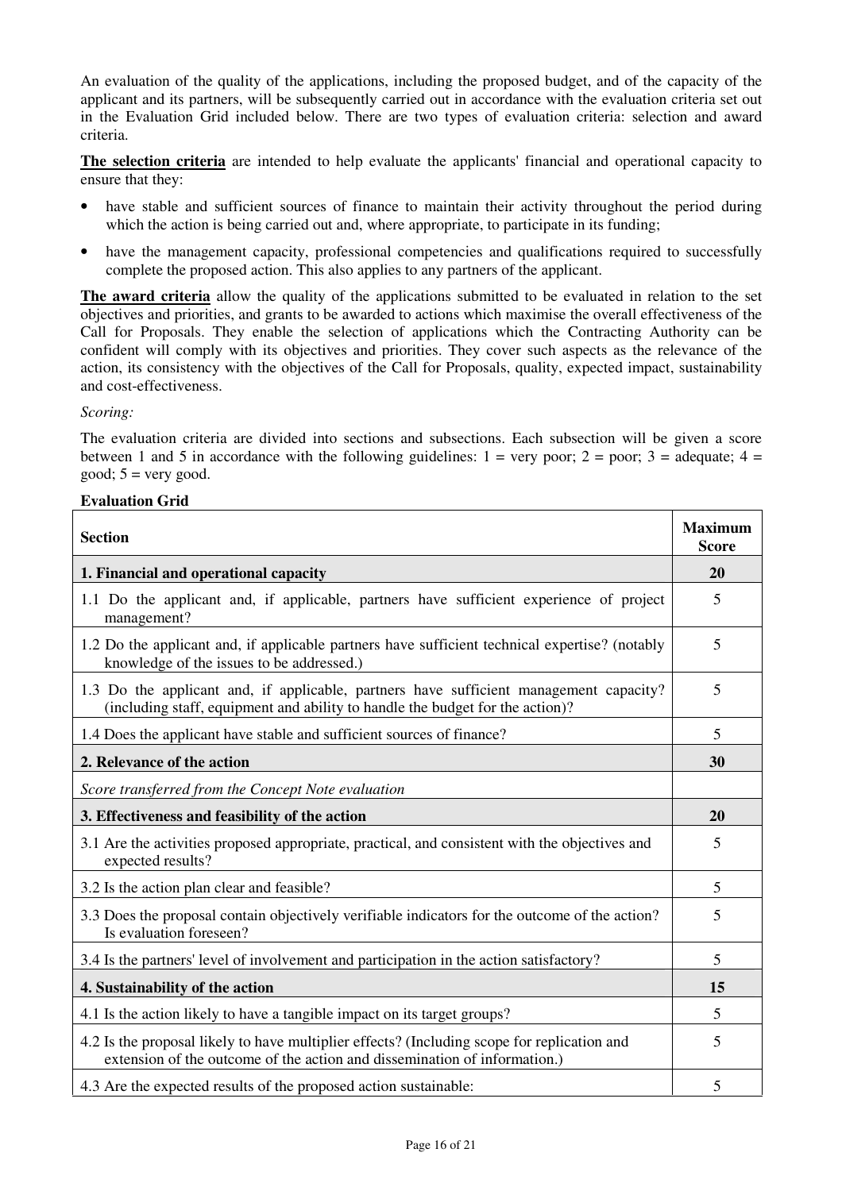An evaluation of the quality of the applications, including the proposed budget, and of the capacity of the applicant and its partners, will be subsequently carried out in accordance with the evaluation criteria set out in the Evaluation Grid included below. There are two types of evaluation criteria: selection and award criteria.

**The selection criteria** are intended to help evaluate the applicants' financial and operational capacity to ensure that they:

- have stable and sufficient sources of finance to maintain their activity throughout the period during which the action is being carried out and, where appropriate, to participate in its funding;
- have the management capacity, professional competencies and qualifications required to successfully complete the proposed action. This also applies to any partners of the applicant.

**The award criteria** allow the quality of the applications submitted to be evaluated in relation to the set objectives and priorities, and grants to be awarded to actions which maximise the overall effectiveness of the Call for Proposals. They enable the selection of applications which the Contracting Authority can be confident will comply with its objectives and priorities. They cover such aspects as the relevance of the action, its consistency with the objectives of the Call for Proposals, quality, expected impact, sustainability and cost-effectiveness.

*Scoring:*

The evaluation criteria are divided into sections and subsections. Each subsection will be given a score between 1 and 5 in accordance with the following guidelines: 1 = very poor; 2 = poor; 3 = adequate; 4 = good; 5 = very good.

**Evaluation Grid**

| Section | Maximum Score |
|---|---|
| **1. Financial and operational capacity** | **20** |
| 1.1 Do the applicant and, if applicable, partners have sufficient experience of project management? | 5 |
| 1.2 Do the applicant and, if applicable partners have sufficient technical expertise? (notably knowledge of the issues to be addressed.) | 5 |
| 1.3 Do the applicant and, if applicable, partners have sufficient management capacity? (including staff, equipment and ability to handle the budget for the action)? | 5 |
| 1.4 Does the applicant have stable and sufficient sources of finance? | 5 |
| **2. Relevance of the action** | **30** |
| *Score transferred from the Concept Note evaluation* | |
| **3. Effectiveness and feasibility of the action** | **20** |
| 3.1 Are the activities proposed appropriate, practical, and consistent with the objectives and expected results? | 5 |
| 3.2 Is the action plan clear and feasible? | 5 |
| 3.3 Does the proposal contain objectively verifiable indicators for the outcome of the action? Is evaluation foreseen? | 5 |
| 3.4 Is the partners' level of involvement and participation in the action satisfactory? | 5 |
| **4. Sustainability of the action** | **15** |
| 4.1 Is the action likely to have a tangible impact on its target groups? | 5 |
| 4.2 Is the proposal likely to have multiplier effects? (Including scope for replication and extension of the outcome of the action and dissemination of information.) | 5 |
| 4.3 Are the expected results of the proposed action sustainable: | 5 |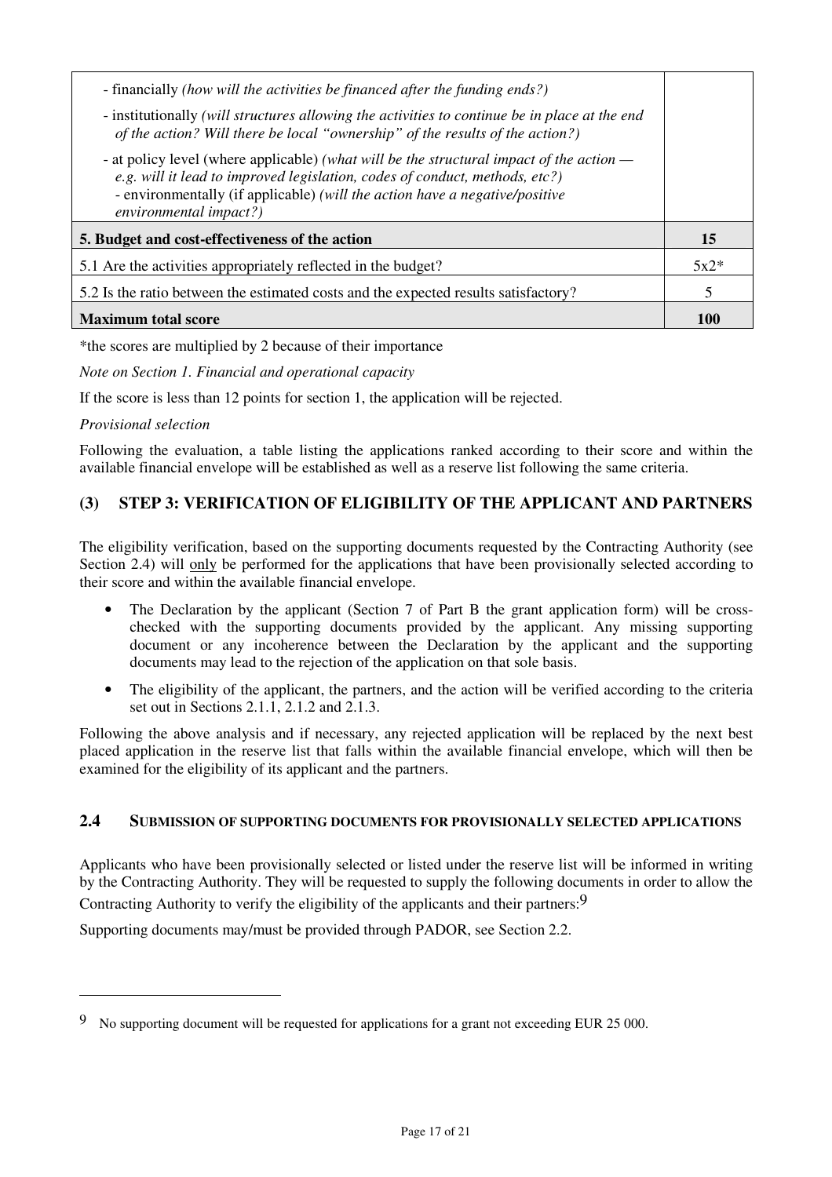| | |
|---|---|
| - financially *(how will the activities be financed after the funding ends?)*<br>- institutionally *(will structures allowing the activities to continue be in place at the end of the action? Will there be local "ownership" of the results of the action?)*<br>- at policy level (where applicable) *(what will be the structural impact of the action — e.g. will it lead to improved legislation, codes of conduct, methods, etc?)*<br>- environmentally (if applicable) *(will the action have a negative/positive environmental impact?)* | |
| **5. Budget and cost-effectiveness of the action** | **15** |
| 5.1 Are the activities appropriately reflected in the budget? | 5x2* |
| 5.2 Is the ratio between the estimated costs and the expected results satisfactory? | 5 |
| **Maximum total score** | **100** |

*the scores are multiplied by 2 because of their importance

*Note on Section 1. Financial and operational capacity*

If the score is less than 12 points for section 1, the application will be rejected.

*Provisional selection*

Following the evaluation, a table listing the applications ranked according to their score and within the available financial envelope will be established as well as a reserve list following the same criteria.

### (3) STEP 3: VERIFICATION OF ELIGIBILITY OF THE APPLICANT AND PARTNERS

The eligibility verification, based on the supporting documents requested by the Contracting Authority (see Section 2.4) will only be performed for the applications that have been provisionally selected according to their score and within the available financial envelope.

- The Declaration by the applicant (Section 7 of Part B the grant application form) will be cross-checked with the supporting documents provided by the applicant. Any missing supporting document or any incoherence between the Declaration by the applicant and the supporting documents may lead to the rejection of the application on that sole basis.
- The eligibility of the applicant, the partners, and the action will be verified according to the criteria set out in Sections 2.1.1, 2.1.2 and 2.1.3.

Following the above analysis and if necessary, any rejected application will be replaced by the next best placed application in the reserve list that falls within the available financial envelope, which will then be examined for the eligibility of its applicant and the partners.

## 2.4 SUBMISSION OF SUPPORTING DOCUMENTS FOR PROVISIONALLY SELECTED APPLICATIONS

Applicants who have been provisionally selected or listed under the reserve list will be informed in writing by the Contracting Authority. They will be requested to supply the following documents in order to allow the Contracting Authority to verify the eligibility of the applicants and their partners:[9]

Supporting documents may/must be provided through PADOR, see Section 2.2.

[9] No supporting document will be requested for applications for a grant not exceeding EUR 25 000.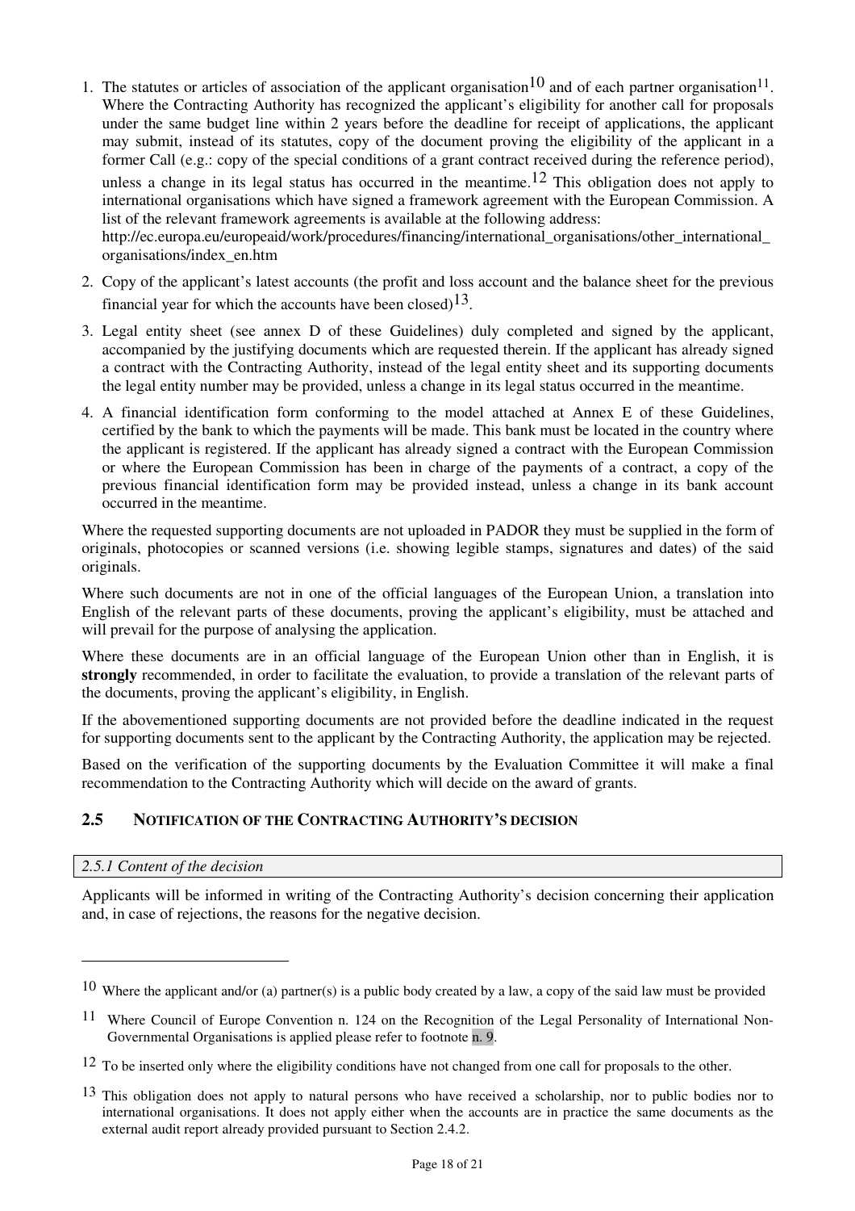1. The statutes or articles of association of the applicant organisation[10] and of each partner organisation[11]. Where the Contracting Authority has recognized the applicant's eligibility for another call for proposals under the same budget line within 2 years before the deadline for receipt of applications, the applicant may submit, instead of its statutes, copy of the document proving the eligibility of the applicant in a former Call (e.g.: copy of the special conditions of a grant contract received during the reference period), unless a change in its legal status has occurred in the meantime.[12] This obligation does not apply to international organisations which have signed a framework agreement with the European Commission. A list of the relevant framework agreements is available at the following address: http://ec.europa.eu/europeaid/work/procedures/financing/international_organisations/other_international_organisations/index_en.htm
2. Copy of the applicant's latest accounts (the profit and loss account and the balance sheet for the previous financial year for which the accounts have been closed)[13].
3. Legal entity sheet (see annex D of these Guidelines) duly completed and signed by the applicant, accompanied by the justifying documents which are requested therein. If the applicant has already signed a contract with the Contracting Authority, instead of the legal entity sheet and its supporting documents the legal entity number may be provided, unless a change in its legal status occurred in the meantime.
4. A financial identification form conforming to the model attached at Annex E of these Guidelines, certified by the bank to which the payments will be made. This bank must be located in the country where the applicant is registered. If the applicant has already signed a contract with the European Commission or where the European Commission has been in charge of the payments of a contract, a copy of the previous financial identification form may be provided instead, unless a change in its bank account occurred in the meantime.

Where the requested supporting documents are not uploaded in PADOR they must be supplied in the form of originals, photocopies or scanned versions (i.e. showing legible stamps, signatures and dates) of the said originals.

Where such documents are not in one of the official languages of the European Union, a translation into English of the relevant parts of these documents, proving the applicant's eligibility, must be attached and will prevail for the purpose of analysing the application.

Where these documents are in an official language of the European Union other than in English, it is **strongly** recommended, in order to facilitate the evaluation, to provide a translation of the relevant parts of the documents, proving the applicant's eligibility, in English.

If the abovementioned supporting documents are not provided before the deadline indicated in the request for supporting documents sent to the applicant by the Contracting Authority, the application may be rejected.

Based on the verification of the supporting documents by the Evaluation Committee it will make a final recommendation to the Contracting Authority which will decide on the award of grants.

## 2.5 NOTIFICATION OF THE CONTRACTING AUTHORITY'S DECISION

### *2.5.1 Content of the decision*

Applicants will be informed in writing of the Contracting Authority's decision concerning their application and, in case of rejections, the reasons for the negative decision.

---

[10] Where the applicant and/or (a) partner(s) is a public body created by a law, a copy of the said law must be provided

[11] Where Council of Europe Convention n. 124 on the Recognition of the Legal Personality of International Non-Governmental Organisations is applied please refer to footnote n. 9.

[12] To be inserted only where the eligibility conditions have not changed from one call for proposals to the other.

[13] This obligation does not apply to natural persons who have received a scholarship, nor to public bodies nor to international organisations. It does not apply either when the accounts are in practice the same documents as the external audit report already provided pursuant to Section 2.4.2.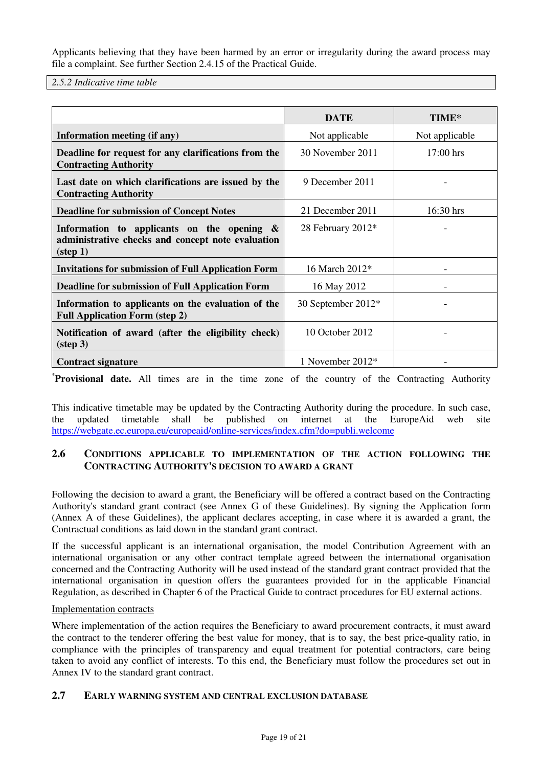Applicants believing that they have been harmed by an error or irregularity during the award process may file a complaint. See further Section 2.4.15 of the Practical Guide.

*2.5.2 Indicative time table*

| | DATE | TIME* |
|---|---|---|
| **Information meeting (if any)** | Not applicable | Not applicable |
| **Deadline for request for any clarifications from the Contracting Authority** | 30 November 2011 | 17:00 hrs |
| **Last date on which clarifications are issued by the Contracting Authority** | 9 December 2011 | - |
| **Deadline for submission of Concept Notes** | 21 December 2011 | 16:30 hrs |
| **Information to applicants on the opening & administrative checks and concept note evaluation (step 1)** | 28 February 2012* | - |
| **Invitations for submission of Full Application Form** | 16 March 2012* | - |
| **Deadline for submission of Full Application Form** | 16 May 2012 | - |
| **Information to applicants on the evaluation of the Full Application Form (step 2)** | 30 September 2012* | - |
| **Notification of award (after the eligibility check) (step 3)** | 10 October 2012 | - |
| **Contract signature** | 1 November 2012* | - |

*__Provisional date.__ All times are in the time zone of the country of the Contracting Authority

This indicative timetable may be updated by the Contracting Authority during the procedure. In such case, the updated timetable shall be published on internet at the EuropeAid web site https://webgate.ec.europa.eu/europeaid/online-services/index.cfm?do=publi.welcome

## 2.6 CONDITIONS APPLICABLE TO IMPLEMENTATION OF THE ACTION FOLLOWING THE CONTRACTING AUTHORITY'S DECISION TO AWARD A GRANT

Following the decision to award a grant, the Beneficiary will be offered a contract based on the Contracting Authority's standard grant contract (see Annex G of these Guidelines). By signing the Application form (Annex A of these Guidelines), the applicant declares accepting, in case where it is awarded a grant, the Contractual conditions as laid down in the standard grant contract.

If the successful applicant is an international organisation, the model Contribution Agreement with an international organisation or any other contract template agreed between the international organisation concerned and the Contracting Authority will be used instead of the standard grant contract provided that the international organisation in question offers the guarantees provided for in the applicable Financial Regulation, as described in Chapter 6 of the Practical Guide to contract procedures for EU external actions.

Implementation contracts

Where implementation of the action requires the Beneficiary to award procurement contracts, it must award the contract to the tenderer offering the best value for money, that is to say, the best price-quality ratio, in compliance with the principles of transparency and equal treatment for potential contractors, care being taken to avoid any conflict of interests. To this end, the Beneficiary must follow the procedures set out in Annex IV to the standard grant contract.

## 2.7 EARLY WARNING SYSTEM AND CENTRAL EXCLUSION DATABASE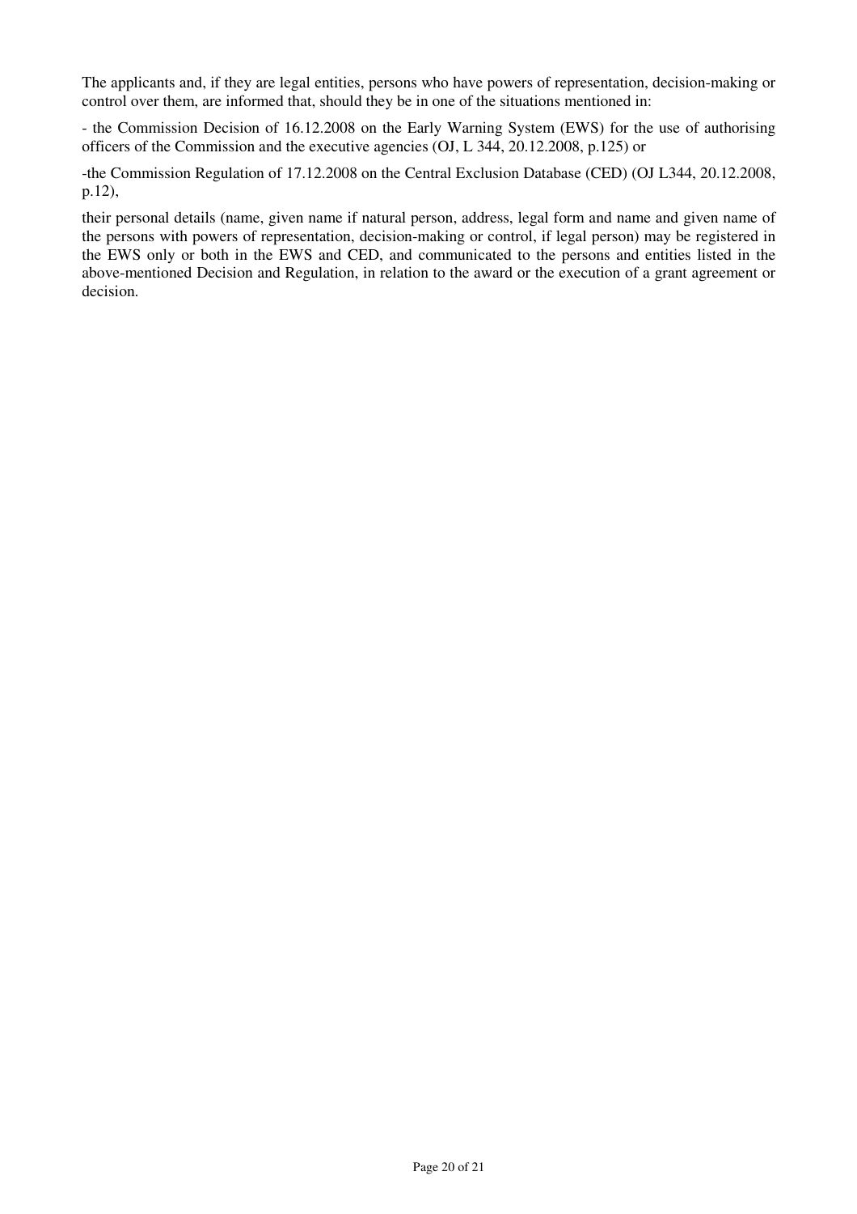The applicants and, if they are legal entities, persons who have powers of representation, decision-making or control over them, are informed that, should they be in one of the situations mentioned in:

- the Commission Decision of 16.12.2008 on the Early Warning System (EWS) for the use of authorising officers of the Commission and the executive agencies (OJ, L 344, 20.12.2008, p.125) or

-the Commission Regulation of 17.12.2008 on the Central Exclusion Database (CED) (OJ L344, 20.12.2008, p.12),

their personal details (name, given name if natural person, address, legal form and name and given name of the persons with powers of representation, decision-making or control, if legal person) may be registered in the EWS only or both in the EWS and CED, and communicated to the persons and entities listed in the above-mentioned Decision and Regulation, in relation to the award or the execution of a grant agreement or decision.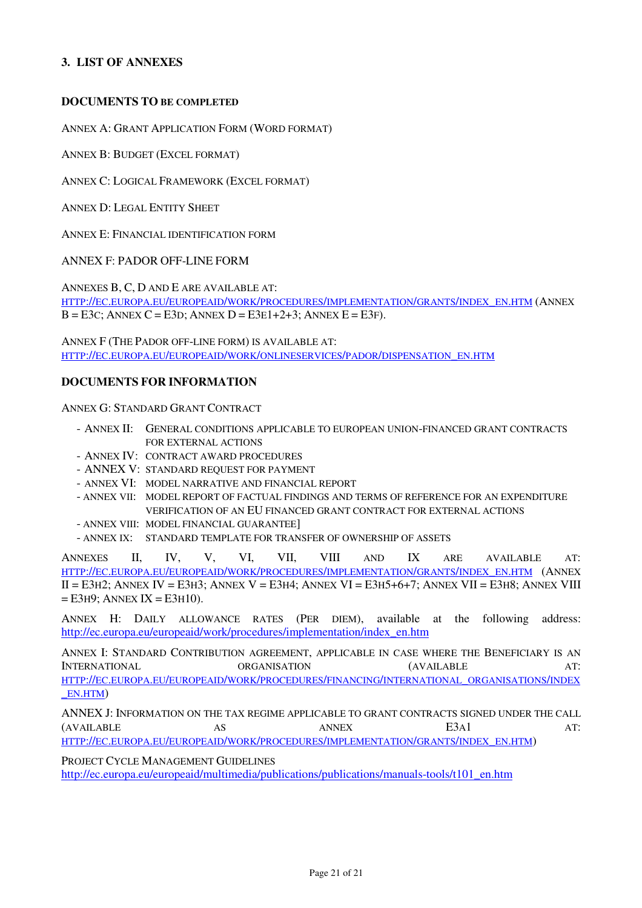## 3. LIST OF ANNEXES

### DOCUMENTS TO BE COMPLETED

ANNEX A: GRANT APPLICATION FORM (WORD FORMAT)

ANNEX B: BUDGET (EXCEL FORMAT)

ANNEX C: LOGICAL FRAMEWORK (EXCEL FORMAT)

ANNEX D: LEGAL ENTITY SHEET

ANNEX E: FINANCIAL IDENTIFICATION FORM

ANNEX F: PADOR OFF-LINE FORM

ANNEXES B, C, D AND E ARE AVAILABLE AT: HTTP://EC.EUROPA.EU/EUROPEAID/WORK/PROCEDURES/IMPLEMENTATION/GRANTS/INDEX_EN.HTM (ANNEX B = E3C; ANNEX C = E3D; ANNEX D = E3E1+2+3; ANNEX E = E3F).

ANNEX F (THE PADOR OFF-LINE FORM) IS AVAILABLE AT: HTTP://EC.EUROPA.EU/EUROPEAID/WORK/ONLINESERVICES/PADOR/DISPENSATION_EN.HTM

### DOCUMENTS FOR INFORMATION

ANNEX G: STANDARD GRANT CONTRACT

- ANNEX II: GENERAL CONDITIONS APPLICABLE TO EUROPEAN UNION-FINANCED GRANT CONTRACTS FOR EXTERNAL ACTIONS
- ANNEX IV: CONTRACT AWARD PROCEDURES
- ANNEX V: STANDARD REQUEST FOR PAYMENT
- ANNEX VI: MODEL NARRATIVE AND FINANCIAL REPORT
- ANNEX VII: MODEL REPORT OF FACTUAL FINDINGS AND TERMS OF REFERENCE FOR AN EXPENDITURE VERIFICATION OF AN EU FINANCED GRANT CONTRACT FOR EXTERNAL ACTIONS
- ANNEX VIII: MODEL FINANCIAL GUARANTEE]
- ANNEX IX: STANDARD TEMPLATE FOR TRANSFER OF OWNERSHIP OF ASSETS

ANNEXES II, IV, V, VI, VII, VIII AND IX ARE AVAILABLE AT: HTTP://EC.EUROPA.EU/EUROPEAID/WORK/PROCEDURES/IMPLEMENTATION/GRANTS/INDEX_EN.HTM (ANNEX II = E3H2; ANNEX IV = E3H3; ANNEX V = E3H4; ANNEX VI = E3H5+6+7; ANNEX VII = E3H8; ANNEX VIII = E3H9; ANNEX IX = E3H10).

ANNEX H: DAILY ALLOWANCE RATES (PER DIEM), available at the following address: http://ec.europa.eu/europeaid/work/procedures/implementation/index_en.htm

ANNEX I: STANDARD CONTRIBUTION AGREEMENT, APPLICABLE IN CASE WHERE THE BENEFICIARY IS AN INTERNATIONAL ORGANISATION (AVAILABLE AT: HTTP://EC.EUROPA.EU/EUROPEAID/WORK/PROCEDURES/FINANCING/INTERNATIONAL_ORGANISATIONS/INDEX_EN.HTM)

ANNEX J: INFORMATION ON THE TAX REGIME APPLICABLE TO GRANT CONTRACTS SIGNED UNDER THE CALL (AVAILABLE AS ANNEX E3A1 AT: HTTP://EC.EUROPA.EU/EUROPEAID/WORK/PROCEDURES/IMPLEMENTATION/GRANTS/INDEX_EN.HTM)

PROJECT CYCLE MANAGEMENT GUIDELINES
http://ec.europa.eu/europeaid/multimedia/publications/publications/manuals-tools/t101_en.htm